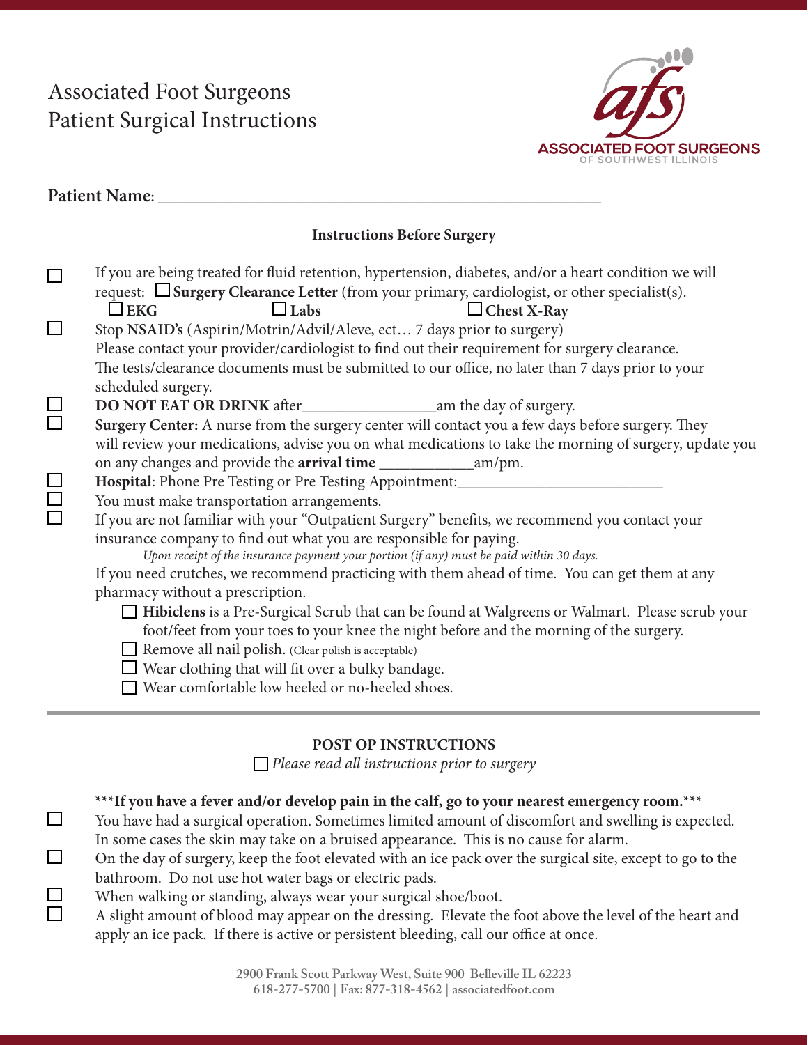# Associated Foot Surgeons
# Patient Surgical Instructions

ASSOCIATED FOOT SURGEONS
OF SOUTHWEST ILLINOIS

**Patient Name:** ______________________________________________________

**Instructions Before Surgery**

- ☐ If you are being treated for fluid retention, hypertension, diabetes, and/or a heart condition we will request: ☐ **Surgery Clearance Letter** (from your primary, cardiologist, or other specialist(s).
  ☐ **EKG** ☐ **Labs** ☐ **Chest X-Ray**
- ☐ Stop **NSAID's** (Aspirin/Motrin/Advil/Aleve, ect… 7 days prior to surgery)
  Please contact your provider/cardiologist to find out their requirement for surgery clearance.
  The tests/clearance documents must be submitted to our office, no later than 7 days prior to your scheduled surgery.
- ☐ **DO NOT EAT OR DRINK** after_________________am the day of surgery.
- ☐ **Surgery Center:** A nurse from the surgery center will contact you a few days before surgery. They will review your medications, advise you on what medications to take the morning of surgery, update you on any changes and provide the **arrival time** ____________am/pm.
- ☐ **Hospital**: Phone Pre Testing or Pre Testing Appointment:__________________________
- ☐ You must make transportation arrangements.
- ☐ If you are not familiar with your "Outpatient Surgery" benefits, we recommend you contact your insurance company to find out what you are responsible for paying.
  *Upon receipt of the insurance payment your portion (if any) must be paid within 30 days.*
  If you need crutches, we recommend practicing with them ahead of time. You can get them at any pharmacy without a prescription.
  - ☐ **Hibiclens** is a Pre-Surgical Scrub that can be found at Walgreens or Walmart. Please scrub your foot/feet from your toes to your knee the night before and the morning of the surgery.
  - ☐ Remove all nail polish. (Clear polish is acceptable)
  - ☐ Wear clothing that will fit over a bulky bandage.
  - ☐ Wear comfortable low heeled or no-heeled shoes.

---

**POST OP INSTRUCTIONS**

☐ *Please read all instructions prior to surgery*

***\*\*\*If you have a fever and/or develop pain in the calf, go to your nearest emergency room.\*\*\****

- ☐ You have had a surgical operation. Sometimes limited amount of discomfort and swelling is expected. In some cases the skin may take on a bruised appearance. This is no cause for alarm.
- ☐ On the day of surgery, keep the foot elevated with an ice pack over the surgical site, except to go to the bathroom. Do not use hot water bags or electric pads.
- ☐ When walking or standing, always wear your surgical shoe/boot.
- ☐ A slight amount of blood may appear on the dressing. Elevate the foot above the level of the heart and apply an ice pack. If there is active or persistent bleeding, call our office at once.

2900 Frank Scott Parkway West, Suite 900 Belleville IL 62223
618-277-5700 | Fax: 877-318-4562 | associatedfoot.com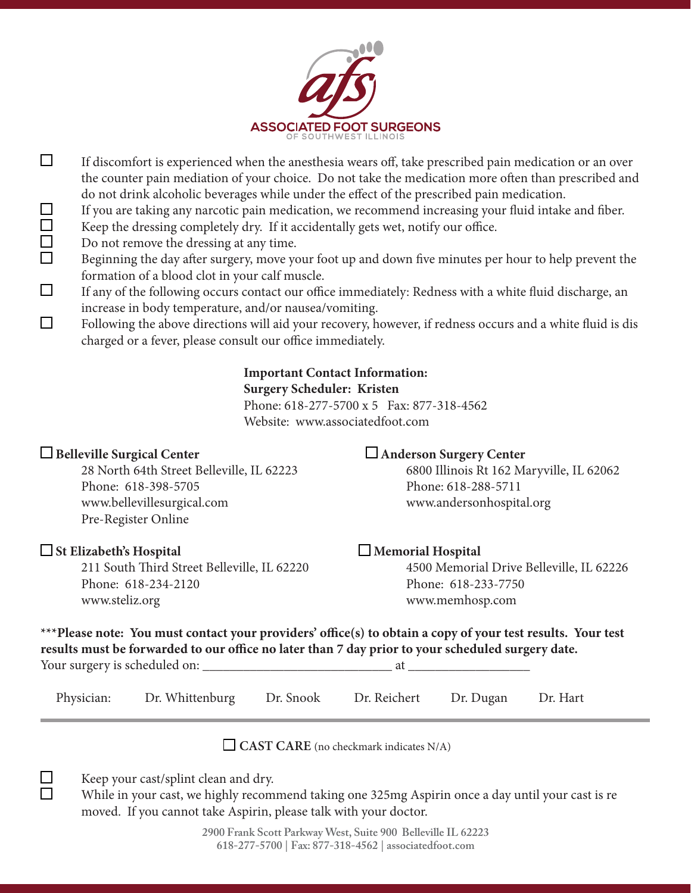**ASSOCIATED FOOT SURGEONS**
OF SOUTHWEST ILLINOIS

- ☐ If discomfort is experienced when the anesthesia wears off, take prescribed pain medication or an over the counter pain mediation of your choice. Do not take the medication more often than prescribed and do not drink alcoholic beverages while under the effect of the prescribed pain medication.
- ☐ If you are taking any narcotic pain medication, we recommend increasing your fluid intake and fiber.
- ☐ Keep the dressing completely dry. If it accidentally gets wet, notify our office.
- ☐ Do not remove the dressing at any time.
- ☐ Beginning the day after surgery, move your foot up and down five minutes per hour to help prevent the formation of a blood clot in your calf muscle.
- ☐ If any of the following occurs contact our office immediately: Redness with a white fluid discharge, an increase in body temperature, and/or nausea/vomiting.
- ☐ Following the above directions will aid your recovery, however, if redness occurs and a white fluid is dis charged or a fever, please consult our office immediately.

**Important Contact Information:**
**Surgery Scheduler: Kristen**
Phone: 618-277-5700 x 5 Fax: 877-318-4562
Website: www.associatedfoot.com

☐ **Belleville Surgical Center**
28 North 64th Street Belleville, IL 62223
Phone: 618-398-5705
www.bellevillesurgical.com
Pre-Register Online

☐ **Anderson Surgery Center**
6800 Illinois Rt 162 Maryville, IL 62062
Phone: 618-288-5711
www.andersonhospital.org

☐ **St Elizabeth's Hospital**
211 South Third Street Belleville, IL 62220
Phone: 618-234-2120
www.steliz.org

☐ **Memorial Hospital**
4500 Memorial Drive Belleville, IL 62226
Phone: 618-233-7750
www.memhosp.com

\*\*\***Please note: You must contact your providers' office(s) to obtain a copy of your test results. Your test results must be forwarded to our office no later than 7 day prior to your scheduled surgery date.**
Your surgery is scheduled on: ____________________________ at __________________

Physician: Dr. Whittenburg Dr. Snook Dr. Reichert Dr. Dugan Dr. Hart

---

☐ **CAST CARE** (no checkmark indicates N/A)

- ☐ Keep your cast/splint clean and dry.
- ☐ While in your cast, we highly recommend taking one 325mg Aspirin once a day until your cast is re moved. If you cannot take Aspirin, please talk with your doctor.

2900 Frank Scott Parkway West, Suite 900 Belleville IL 62223
618-277-5700 | Fax: 877-318-4562 | associatedfoot.com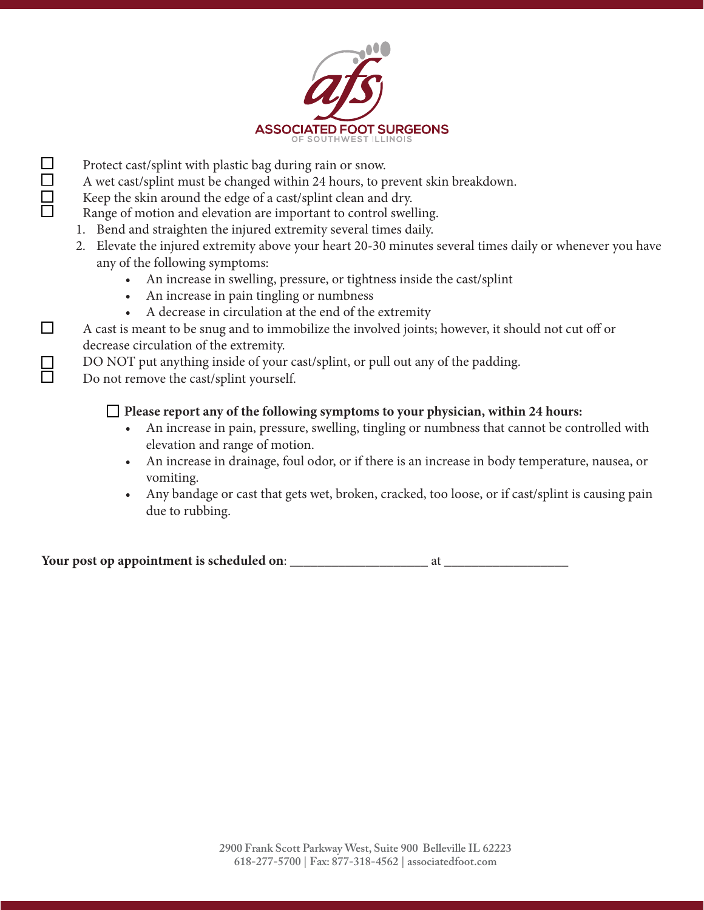ASSOCIATED FOOT SURGEONS
OF SOUTHWEST ILLINOIS

- ☐ Protect cast/splint with plastic bag during rain or snow.
- ☐ A wet cast/splint must be changed within 24 hours, to prevent skin breakdown.
- ☐ Keep the skin around the edge of a cast/splint clean and dry.
- ☐ Range of motion and elevation are important to control swelling.
  1. Bend and straighten the injured extremity several times daily.
  2. Elevate the injured extremity above your heart 20-30 minutes several times daily or whenever you have any of the following symptoms:
     - An increase in swelling, pressure, or tightness inside the cast/splint
     - An increase in pain tingling or numbness
     - A decrease in circulation at the end of the extremity
- ☐ A cast is meant to be snug and to immobilize the involved joints; however, it should not cut off or decrease circulation of the extremity.
- ☐ DO NOT put anything inside of your cast/splint, or pull out any of the padding.
- ☐ Do not remove the cast/splint yourself.

☐ **Please report any of the following symptoms to your physician, within 24 hours:**

- An increase in pain, pressure, swelling, tingling or numbness that cannot be controlled with elevation and range of motion.
- An increase in drainage, foul odor, or if there is an increase in body temperature, nausea, or vomiting.
- Any bandage or cast that gets wet, broken, cracked, too loose, or if cast/splint is causing pain due to rubbing.

**Your post op appointment is scheduled on**: ____________________ at __________________

2900 Frank Scott Parkway West, Suite 900 Belleville IL 62223
618-277-5700 | Fax: 877-318-4562 | associatedfoot.com